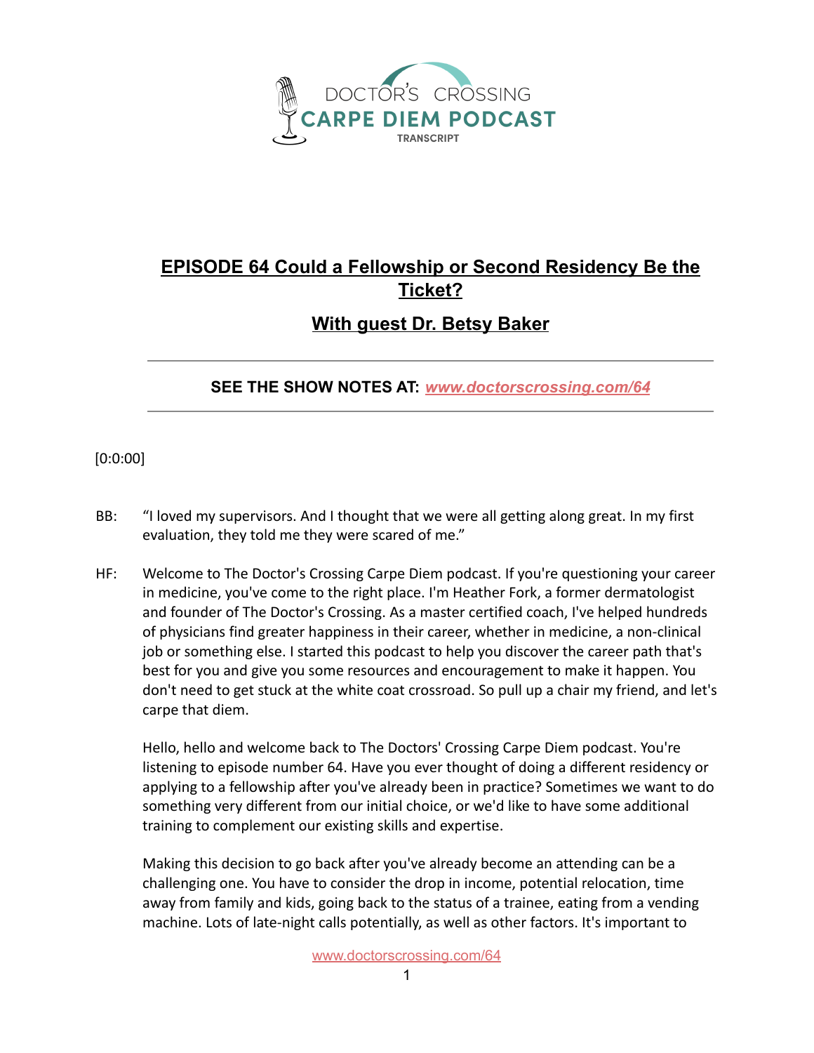DOCTOR'S CROSSING
CARPE DIEM PODCAST
TRANSCRIPT

# EPISODE 64 Could a Fellowship or Second Residency Be the Ticket?

## With guest Dr. Betsy Baker

---

**SEE THE SHOW NOTES AT:** ***www.doctorscrossing.com/64***

---

[0:0:00]

BB: "I loved my supervisors. And I thought that we were all getting along great. In my first evaluation, they told me they were scared of me."

HF: Welcome to The Doctor's Crossing Carpe Diem podcast. If you're questioning your career in medicine, you've come to the right place. I'm Heather Fork, a former dermatologist and founder of The Doctor's Crossing. As a master certified coach, I've helped hundreds of physicians find greater happiness in their career, whether in medicine, a non-clinical job or something else. I started this podcast to help you discover the career path that's best for you and give you some resources and encouragement to make it happen. You don't need to get stuck at the white coat crossroad. So pull up a chair my friend, and let's carpe that diem.

Hello, hello and welcome back to The Doctors' Crossing Carpe Diem podcast. You're listening to episode number 64. Have you ever thought of doing a different residency or applying to a fellowship after you've already been in practice? Sometimes we want to do something very different from our initial choice, or we'd like to have some additional training to complement our existing skills and expertise.

Making this decision to go back after you've already become an attending can be a challenging one. You have to consider the drop in income, potential relocation, time away from family and kids, going back to the status of a trainee, eating from a vending machine. Lots of late-night calls potentially, as well as other factors. It's important to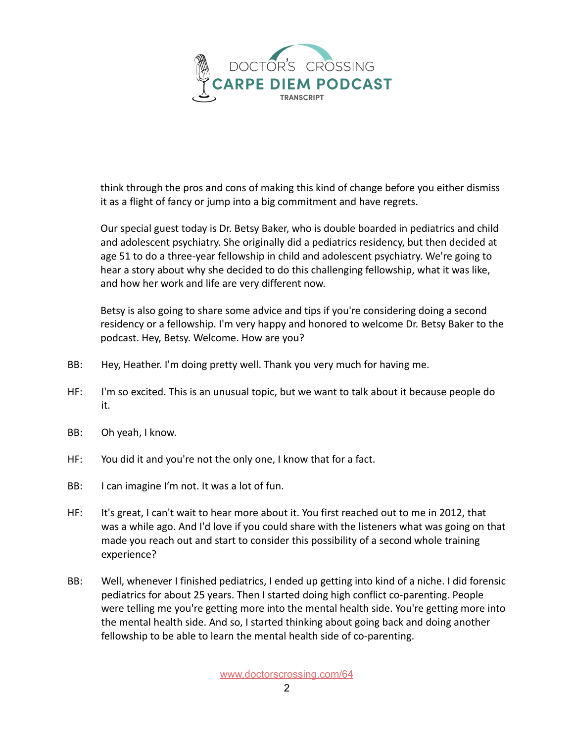think through the pros and cons of making this kind of change before you either dismiss it as a flight of fancy or jump into a big commitment and have regrets.

Our special guest today is Dr. Betsy Baker, who is double boarded in pediatrics and child and adolescent psychiatry. She originally did a pediatrics residency, but then decided at age 51 to do a three-year fellowship in child and adolescent psychiatry. We're going to hear a story about why she decided to do this challenging fellowship, what it was like, and how her work and life are very different now.

Betsy is also going to share some advice and tips if you're considering doing a second residency or a fellowship. I'm very happy and honored to welcome Dr. Betsy Baker to the podcast. Hey, Betsy. Welcome. How are you?

BB: Hey, Heather. I'm doing pretty well. Thank you very much for having me.

HF: I'm so excited. This is an unusual topic, but we want to talk about it because people do it.

BB: Oh yeah, I know.

HF: You did it and you're not the only one, I know that for a fact.

BB: I can imagine I'm not. It was a lot of fun.

HF: It's great, I can't wait to hear more about it. You first reached out to me in 2012, that was a while ago. And I'd love if you could share with the listeners what was going on that made you reach out and start to consider this possibility of a second whole training experience?

BB: Well, whenever I finished pediatrics, I ended up getting into kind of a niche. I did forensic pediatrics for about 25 years. Then I started doing high conflict co-parenting. People were telling me you're getting more into the mental health side. You're getting more into the mental health side. And so, I started thinking about going back and doing another fellowship to be able to learn the mental health side of co-parenting.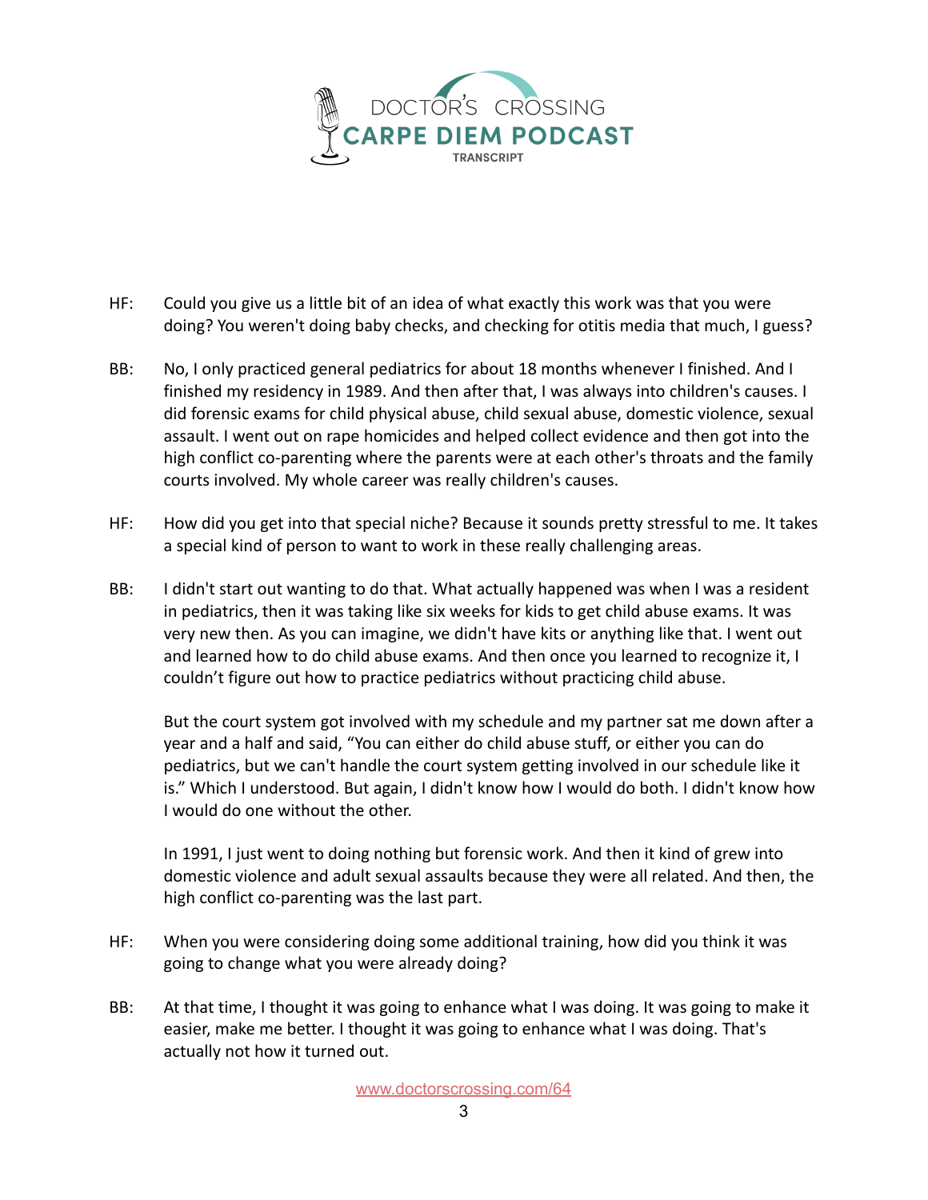HF: Could you give us a little bit of an idea of what exactly this work was that you were doing? You weren't doing baby checks, and checking for otitis media that much, I guess?

BB: No, I only practiced general pediatrics for about 18 months whenever I finished. And I finished my residency in 1989. And then after that, I was always into children's causes. I did forensic exams for child physical abuse, child sexual abuse, domestic violence, sexual assault. I went out on rape homicides and helped collect evidence and then got into the high conflict co-parenting where the parents were at each other's throats and the family courts involved. My whole career was really children's causes.

HF: How did you get into that special niche? Because it sounds pretty stressful to me. It takes a special kind of person to want to work in these really challenging areas.

BB: I didn't start out wanting to do that. What actually happened was when I was a resident in pediatrics, then it was taking like six weeks for kids to get child abuse exams. It was very new then. As you can imagine, we didn't have kits or anything like that. I went out and learned how to do child abuse exams. And then once you learned to recognize it, I couldn't figure out how to practice pediatrics without practicing child abuse.

But the court system got involved with my schedule and my partner sat me down after a year and a half and said, "You can either do child abuse stuff, or either you can do pediatrics, but we can't handle the court system getting involved in our schedule like it is." Which I understood. But again, I didn't know how I would do both. I didn't know how I would do one without the other.

In 1991, I just went to doing nothing but forensic work. And then it kind of grew into domestic violence and adult sexual assaults because they were all related. And then, the high conflict co-parenting was the last part.

HF: When you were considering doing some additional training, how did you think it was going to change what you were already doing?

BB: At that time, I thought it was going to enhance what I was doing. It was going to make it easier, make me better. I thought it was going to enhance what I was doing. That's actually not how it turned out.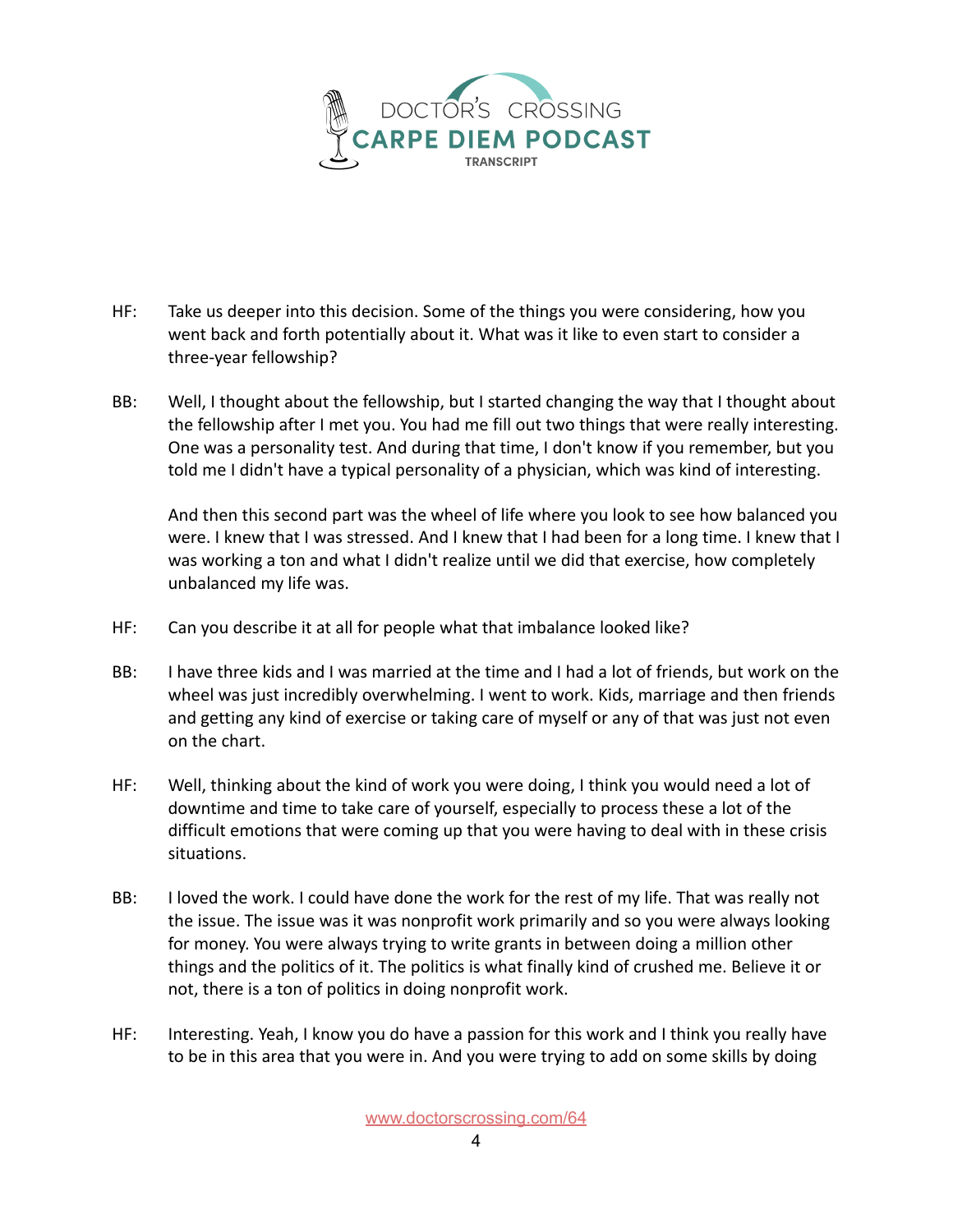HF: Take us deeper into this decision. Some of the things you were considering, how you went back and forth potentially about it. What was it like to even start to consider a three-year fellowship?

BB: Well, I thought about the fellowship, but I started changing the way that I thought about the fellowship after I met you. You had me fill out two things that were really interesting. One was a personality test. And during that time, I don't know if you remember, but you told me I didn't have a typical personality of a physician, which was kind of interesting.

And then this second part was the wheel of life where you look to see how balanced you were. I knew that I was stressed. And I knew that I had been for a long time. I knew that I was working a ton and what I didn't realize until we did that exercise, how completely unbalanced my life was.

HF: Can you describe it at all for people what that imbalance looked like?

BB: I have three kids and I was married at the time and I had a lot of friends, but work on the wheel was just incredibly overwhelming. I went to work. Kids, marriage and then friends and getting any kind of exercise or taking care of myself or any of that was just not even on the chart.

HF: Well, thinking about the kind of work you were doing, I think you would need a lot of downtime and time to take care of yourself, especially to process these a lot of the difficult emotions that were coming up that you were having to deal with in these crisis situations.

BB: I loved the work. I could have done the work for the rest of my life. That was really not the issue. The issue was it was nonprofit work primarily and so you were always looking for money. You were always trying to write grants in between doing a million other things and the politics of it. The politics is what finally kind of crushed me. Believe it or not, there is a ton of politics in doing nonprofit work.

HF: Interesting. Yeah, I know you do have a passion for this work and I think you really have to be in this area that you were in. And you were trying to add on some skills by doing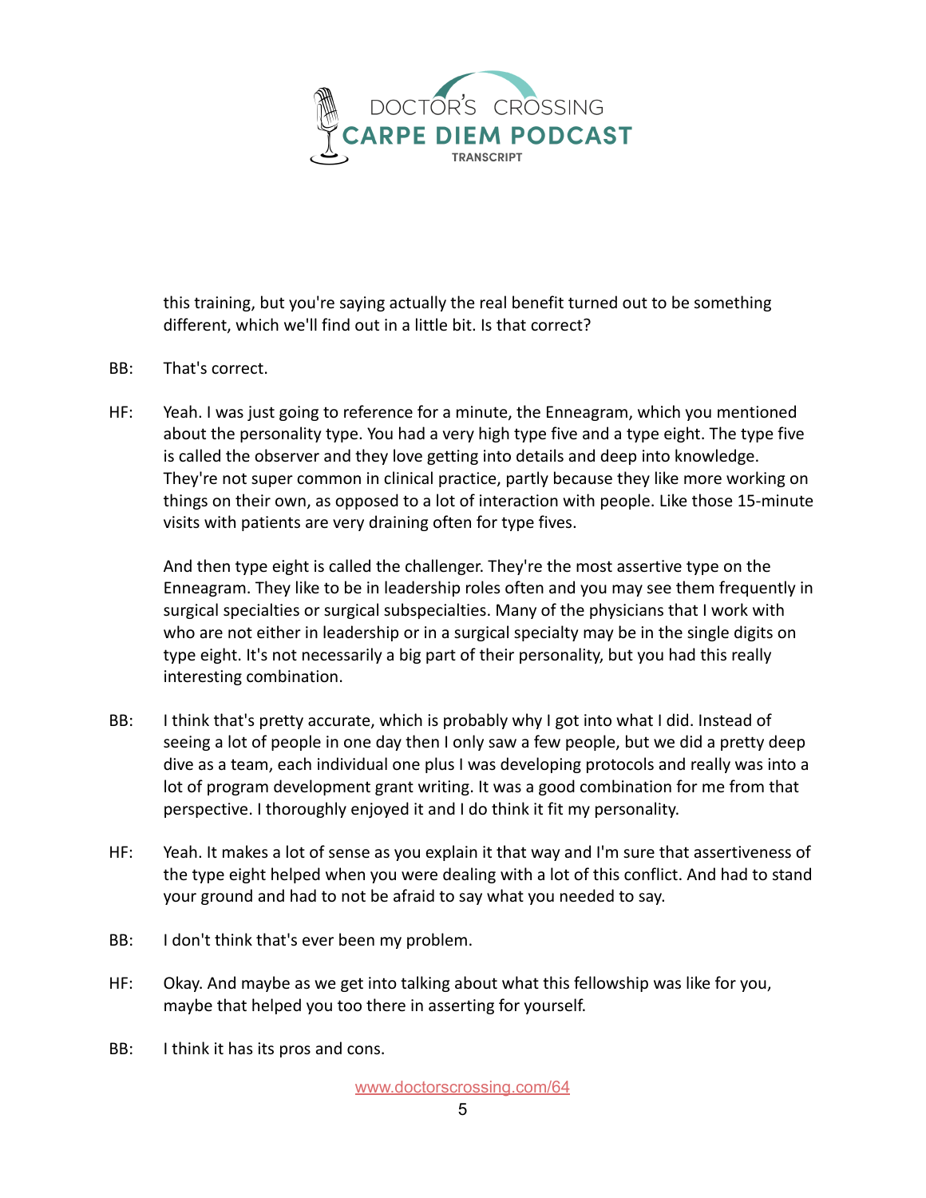this training, but you're saying actually the real benefit turned out to be something different, which we'll find out in a little bit. Is that correct?

BB: That's correct.

HF: Yeah. I was just going to reference for a minute, the Enneagram, which you mentioned about the personality type. You had a very high type five and a type eight. The type five is called the observer and they love getting into details and deep into knowledge. They're not super common in clinical practice, partly because they like more working on things on their own, as opposed to a lot of interaction with people. Like those 15-minute visits with patients are very draining often for type fives.

And then type eight is called the challenger. They're the most assertive type on the Enneagram. They like to be in leadership roles often and you may see them frequently in surgical specialties or surgical subspecialties. Many of the physicians that I work with who are not either in leadership or in a surgical specialty may be in the single digits on type eight. It's not necessarily a big part of their personality, but you had this really interesting combination.

BB: I think that's pretty accurate, which is probably why I got into what I did. Instead of seeing a lot of people in one day then I only saw a few people, but we did a pretty deep dive as a team, each individual one plus I was developing protocols and really was into a lot of program development grant writing. It was a good combination for me from that perspective. I thoroughly enjoyed it and I do think it fit my personality.

HF: Yeah. It makes a lot of sense as you explain it that way and I'm sure that assertiveness of the type eight helped when you were dealing with a lot of this conflict. And had to stand your ground and had to not be afraid to say what you needed to say.

BB: I don't think that's ever been my problem.

HF: Okay. And maybe as we get into talking about what this fellowship was like for you, maybe that helped you too there in asserting for yourself.

BB: I think it has its pros and cons.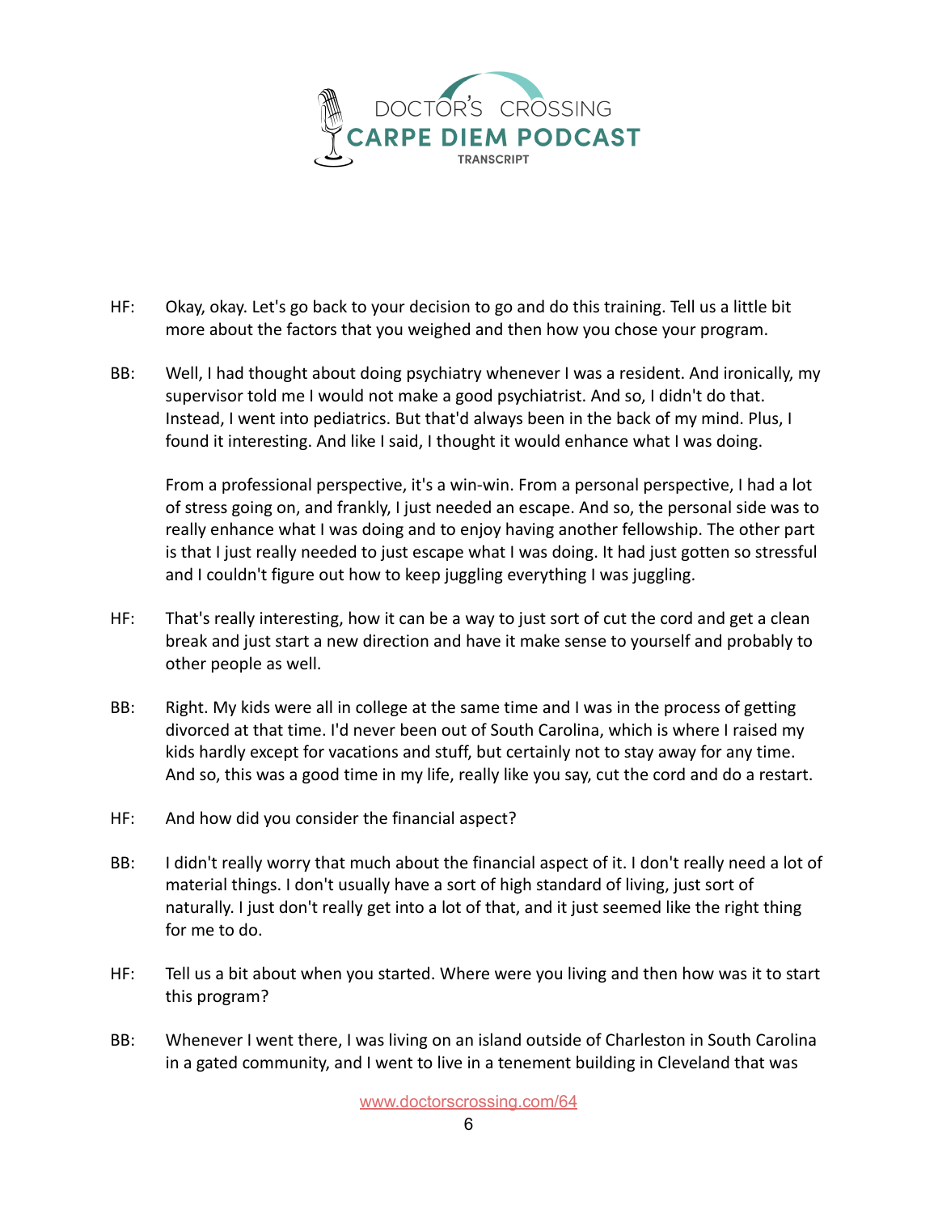HF: Okay, okay. Let's go back to your decision to go and do this training. Tell us a little bit more about the factors that you weighed and then how you chose your program.

BB: Well, I had thought about doing psychiatry whenever I was a resident. And ironically, my supervisor told me I would not make a good psychiatrist. And so, I didn't do that. Instead, I went into pediatrics. But that'd always been in the back of my mind. Plus, I found it interesting. And like I said, I thought it would enhance what I was doing.

From a professional perspective, it's a win-win. From a personal perspective, I had a lot of stress going on, and frankly, I just needed an escape. And so, the personal side was to really enhance what I was doing and to enjoy having another fellowship. The other part is that I just really needed to just escape what I was doing. It had just gotten so stressful and I couldn't figure out how to keep juggling everything I was juggling.

HF: That's really interesting, how it can be a way to just sort of cut the cord and get a clean break and just start a new direction and have it make sense to yourself and probably to other people as well.

BB: Right. My kids were all in college at the same time and I was in the process of getting divorced at that time. I'd never been out of South Carolina, which is where I raised my kids hardly except for vacations and stuff, but certainly not to stay away for any time. And so, this was a good time in my life, really like you say, cut the cord and do a restart.

HF: And how did you consider the financial aspect?

BB: I didn't really worry that much about the financial aspect of it. I don't really need a lot of material things. I don't usually have a sort of high standard of living, just sort of naturally. I just don't really get into a lot of that, and it just seemed like the right thing for me to do.

HF: Tell us a bit about when you started. Where were you living and then how was it to start this program?

BB: Whenever I went there, I was living on an island outside of Charleston in South Carolina in a gated community, and I went to live in a tenement building in Cleveland that was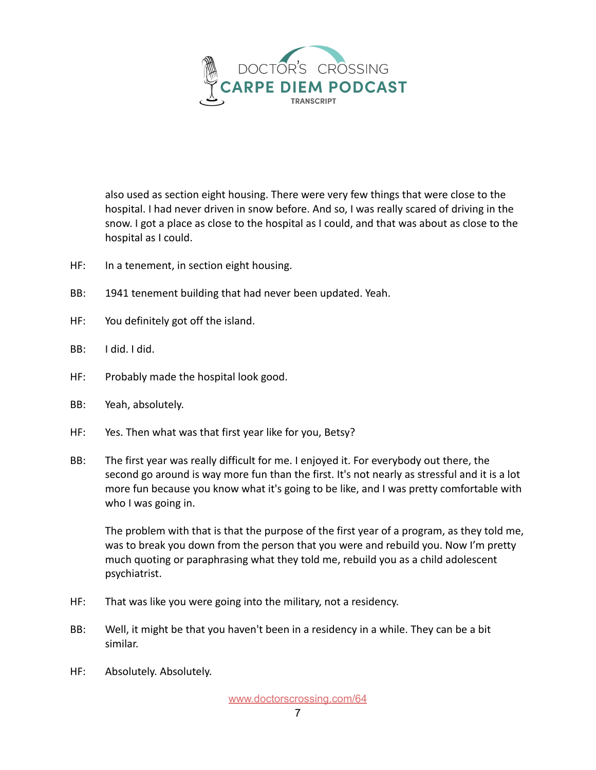also used as section eight housing. There were very few things that were close to the hospital. I had never driven in snow before. And so, I was really scared of driving in the snow. I got a place as close to the hospital as I could, and that was about as close to the hospital as I could.

HF: In a tenement, in section eight housing.

BB: 1941 tenement building that had never been updated. Yeah.

HF: You definitely got off the island.

BB: I did. I did.

HF: Probably made the hospital look good.

BB: Yeah, absolutely.

HF: Yes. Then what was that first year like for you, Betsy?

BB: The first year was really difficult for me. I enjoyed it. For everybody out there, the second go around is way more fun than the first. It's not nearly as stressful and it is a lot more fun because you know what it's going to be like, and I was pretty comfortable with who I was going in.

The problem with that is that the purpose of the first year of a program, as they told me, was to break you down from the person that you were and rebuild you. Now I'm pretty much quoting or paraphrasing what they told me, rebuild you as a child adolescent psychiatrist.

HF: That was like you were going into the military, not a residency.

BB: Well, it might be that you haven't been in a residency in a while. They can be a bit similar.

HF: Absolutely. Absolutely.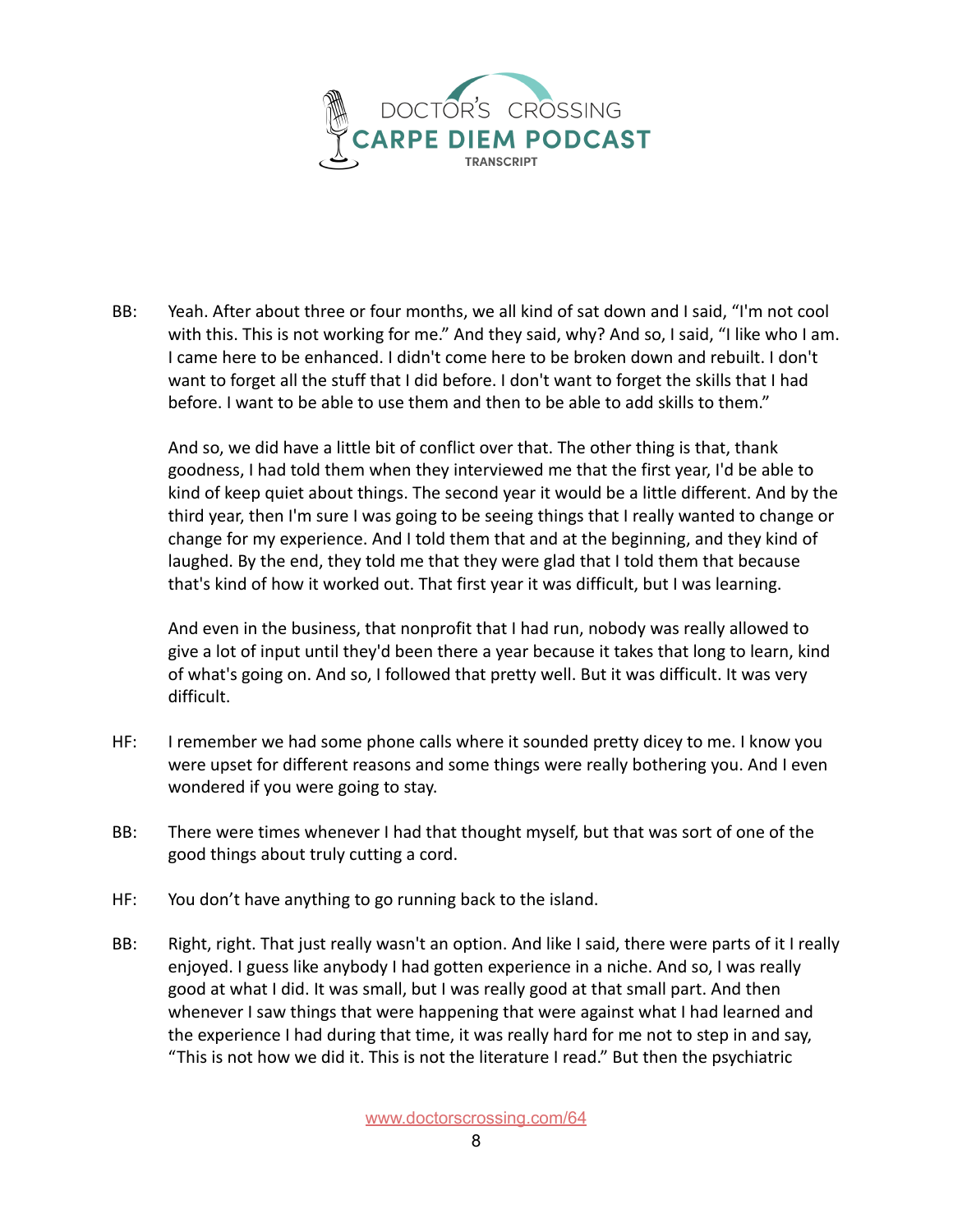BB: Yeah. After about three or four months, we all kind of sat down and I said, “I'm not cool with this. This is not working for me.” And they said, why? And so, I said, “I like who I am. I came here to be enhanced. I didn't come here to be broken down and rebuilt. I don't want to forget all the stuff that I did before. I don't want to forget the skills that I had before. I want to be able to use them and then to be able to add skills to them.”

And so, we did have a little bit of conflict over that. The other thing is that, thank goodness, I had told them when they interviewed me that the first year, I'd be able to kind of keep quiet about things. The second year it would be a little different. And by the third year, then I'm sure I was going to be seeing things that I really wanted to change or change for my experience. And I told them that and at the beginning, and they kind of laughed. By the end, they told me that they were glad that I told them that because that's kind of how it worked out. That first year it was difficult, but I was learning.

And even in the business, that nonprofit that I had run, nobody was really allowed to give a lot of input until they'd been there a year because it takes that long to learn, kind of what's going on. And so, I followed that pretty well. But it was difficult. It was very difficult.

HF: I remember we had some phone calls where it sounded pretty dicey to me. I know you were upset for different reasons and some things were really bothering you. And I even wondered if you were going to stay.

BB: There were times whenever I had that thought myself, but that was sort of one of the good things about truly cutting a cord.

HF: You don’t have anything to go running back to the island.

BB: Right, right. That just really wasn't an option. And like I said, there were parts of it I really enjoyed. I guess like anybody I had gotten experience in a niche. And so, I was really good at what I did. It was small, but I was really good at that small part. And then whenever I saw things that were happening that were against what I had learned and the experience I had during that time, it was really hard for me not to step in and say, “This is not how we did it. This is not the literature I read.” But then the psychiatric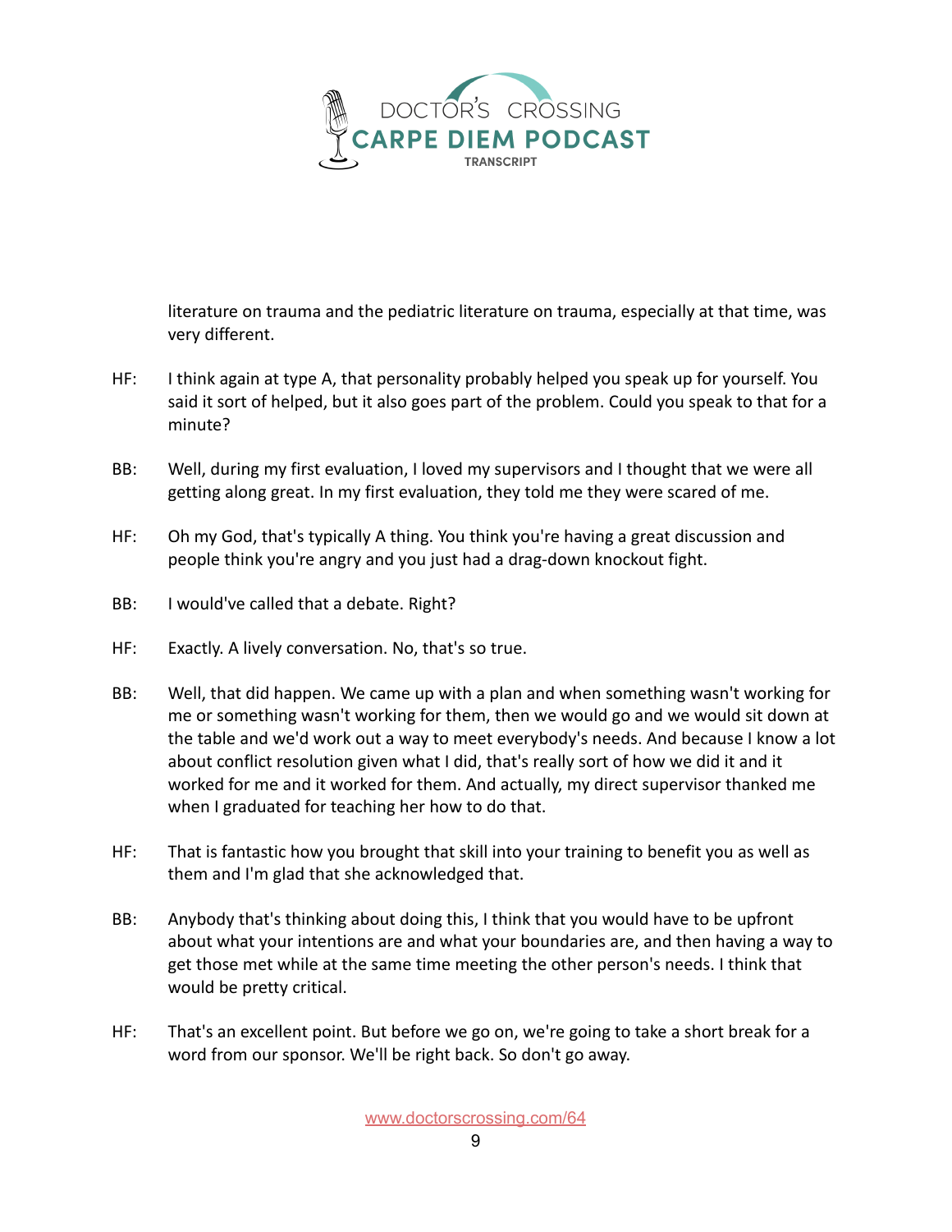literature on trauma and the pediatric literature on trauma, especially at that time, was very different.

HF: I think again at type A, that personality probably helped you speak up for yourself. You said it sort of helped, but it also goes part of the problem. Could you speak to that for a minute?

BB: Well, during my first evaluation, I loved my supervisors and I thought that we were all getting along great. In my first evaluation, they told me they were scared of me.

HF: Oh my God, that's typically A thing. You think you're having a great discussion and people think you're angry and you just had a drag-down knockout fight.

BB: I would've called that a debate. Right?

HF: Exactly. A lively conversation. No, that's so true.

BB: Well, that did happen. We came up with a plan and when something wasn't working for me or something wasn't working for them, then we would go and we would sit down at the table and we'd work out a way to meet everybody's needs. And because I know a lot about conflict resolution given what I did, that's really sort of how we did it and it worked for me and it worked for them. And actually, my direct supervisor thanked me when I graduated for teaching her how to do that.

HF: That is fantastic how you brought that skill into your training to benefit you as well as them and I'm glad that she acknowledged that.

BB: Anybody that's thinking about doing this, I think that you would have to be upfront about what your intentions are and what your boundaries are, and then having a way to get those met while at the same time meeting the other person's needs. I think that would be pretty critical.

HF: That's an excellent point. But before we go on, we're going to take a short break for a word from our sponsor. We'll be right back. So don't go away.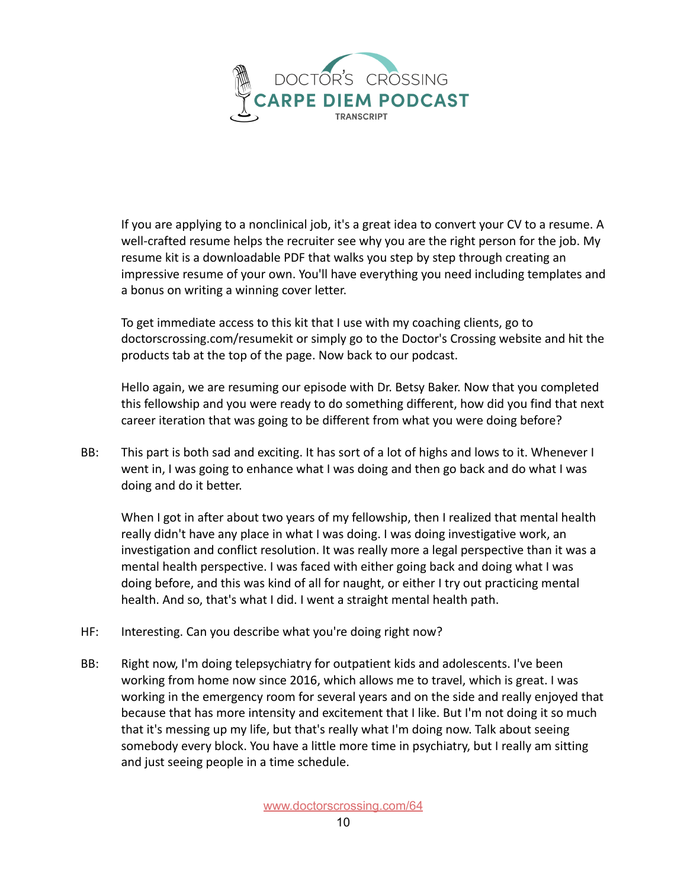If you are applying to a nonclinical job, it's a great idea to convert your CV to a resume. A well-crafted resume helps the recruiter see why you are the right person for the job. My resume kit is a downloadable PDF that walks you step by step through creating an impressive resume of your own. You'll have everything you need including templates and a bonus on writing a winning cover letter.

To get immediate access to this kit that I use with my coaching clients, go to doctorscrossing.com/resumekit or simply go to the Doctor's Crossing website and hit the products tab at the top of the page. Now back to our podcast.

Hello again, we are resuming our episode with Dr. Betsy Baker. Now that you completed this fellowship and you were ready to do something different, how did you find that next career iteration that was going to be different from what you were doing before?

BB: This part is both sad and exciting. It has sort of a lot of highs and lows to it. Whenever I went in, I was going to enhance what I was doing and then go back and do what I was doing and do it better.

When I got in after about two years of my fellowship, then I realized that mental health really didn't have any place in what I was doing. I was doing investigative work, an investigation and conflict resolution. It was really more a legal perspective than it was a mental health perspective. I was faced with either going back and doing what I was doing before, and this was kind of all for naught, or either I try out practicing mental health. And so, that's what I did. I went a straight mental health path.

HF: Interesting. Can you describe what you're doing right now?

BB: Right now, I'm doing telepsychiatry for outpatient kids and adolescents. I've been working from home now since 2016, which allows me to travel, which is great. I was working in the emergency room for several years and on the side and really enjoyed that because that has more intensity and excitement that I like. But I'm not doing it so much that it's messing up my life, but that's really what I'm doing now. Talk about seeing somebody every block. You have a little more time in psychiatry, but I really am sitting and just seeing people in a time schedule.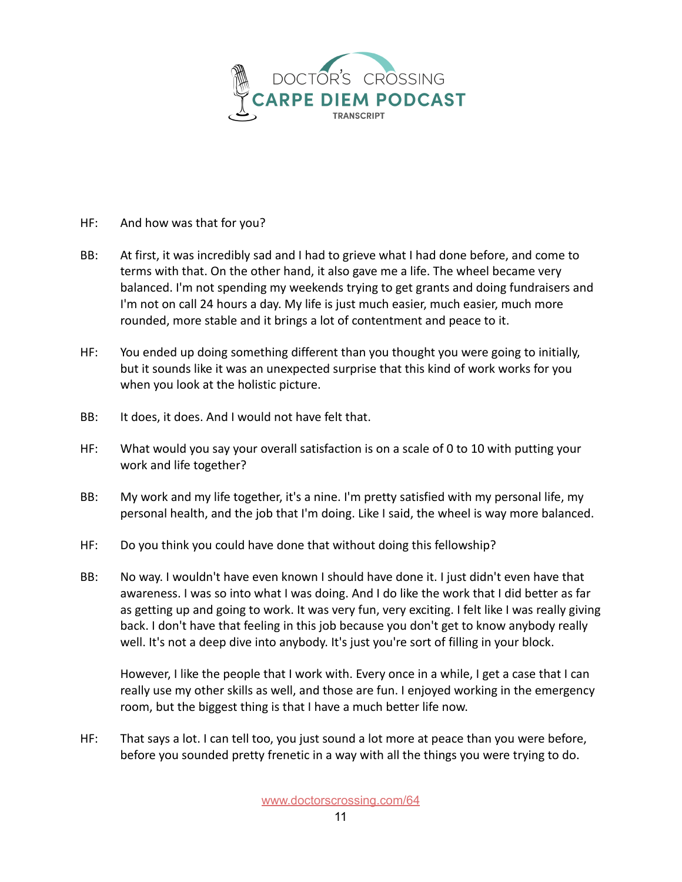HF: And how was that for you?

BB: At first, it was incredibly sad and I had to grieve what I had done before, and come to terms with that. On the other hand, it also gave me a life. The wheel became very balanced. I'm not spending my weekends trying to get grants and doing fundraisers and I'm not on call 24 hours a day. My life is just much easier, much easier, much more rounded, more stable and it brings a lot of contentment and peace to it.

HF: You ended up doing something different than you thought you were going to initially, but it sounds like it was an unexpected surprise that this kind of work works for you when you look at the holistic picture.

BB: It does, it does. And I would not have felt that.

HF: What would you say your overall satisfaction is on a scale of 0 to 10 with putting your work and life together?

BB: My work and my life together, it's a nine. I'm pretty satisfied with my personal life, my personal health, and the job that I'm doing. Like I said, the wheel is way more balanced.

HF: Do you think you could have done that without doing this fellowship?

BB: No way. I wouldn't have even known I should have done it. I just didn't even have that awareness. I was so into what I was doing. And I do like the work that I did better as far as getting up and going to work. It was very fun, very exciting. I felt like I was really giving back. I don't have that feeling in this job because you don't get to know anybody really well. It's not a deep dive into anybody. It's just you're sort of filling in your block.

However, I like the people that I work with. Every once in a while, I get a case that I can really use my other skills as well, and those are fun. I enjoyed working in the emergency room, but the biggest thing is that I have a much better life now.

HF: That says a lot. I can tell too, you just sound a lot more at peace than you were before, before you sounded pretty frenetic in a way with all the things you were trying to do.

www.doctorscrossing.com/64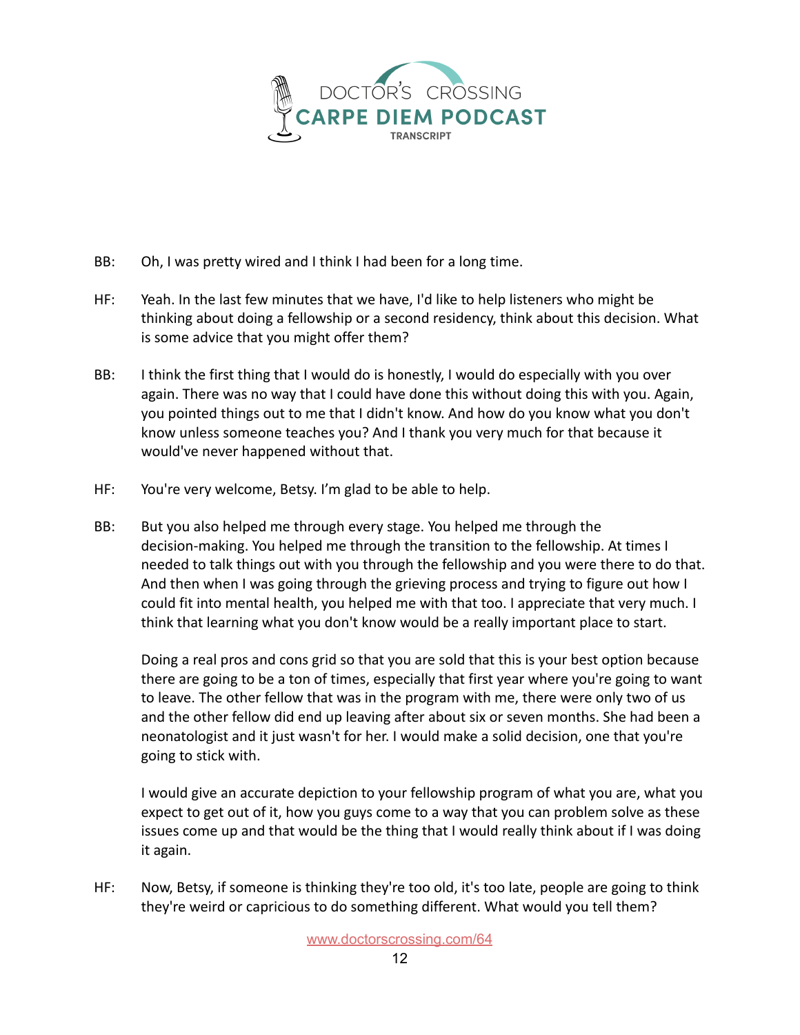BB: Oh, I was pretty wired and I think I had been for a long time.

HF: Yeah. In the last few minutes that we have, I'd like to help listeners who might be thinking about doing a fellowship or a second residency, think about this decision. What is some advice that you might offer them?

BB: I think the first thing that I would do is honestly, I would do especially with you over again. There was no way that I could have done this without doing this with you. Again, you pointed things out to me that I didn't know. And how do you know what you don't know unless someone teaches you? And I thank you very much for that because it would've never happened without that.

HF: You're very welcome, Betsy. I'm glad to be able to help.

BB: But you also helped me through every stage. You helped me through the decision-making. You helped me through the transition to the fellowship. At times I needed to talk things out with you through the fellowship and you were there to do that. And then when I was going through the grieving process and trying to figure out how I could fit into mental health, you helped me with that too. I appreciate that very much. I think that learning what you don't know would be a really important place to start.

Doing a real pros and cons grid so that you are sold that this is your best option because there are going to be a ton of times, especially that first year where you're going to want to leave. The other fellow that was in the program with me, there were only two of us and the other fellow did end up leaving after about six or seven months. She had been a neonatologist and it just wasn't for her. I would make a solid decision, one that you're going to stick with.

I would give an accurate depiction to your fellowship program of what you are, what you expect to get out of it, how you guys come to a way that you can problem solve as these issues come up and that would be the thing that I would really think about if I was doing it again.

HF: Now, Betsy, if someone is thinking they're too old, it's too late, people are going to think they're weird or capricious to do something different. What would you tell them?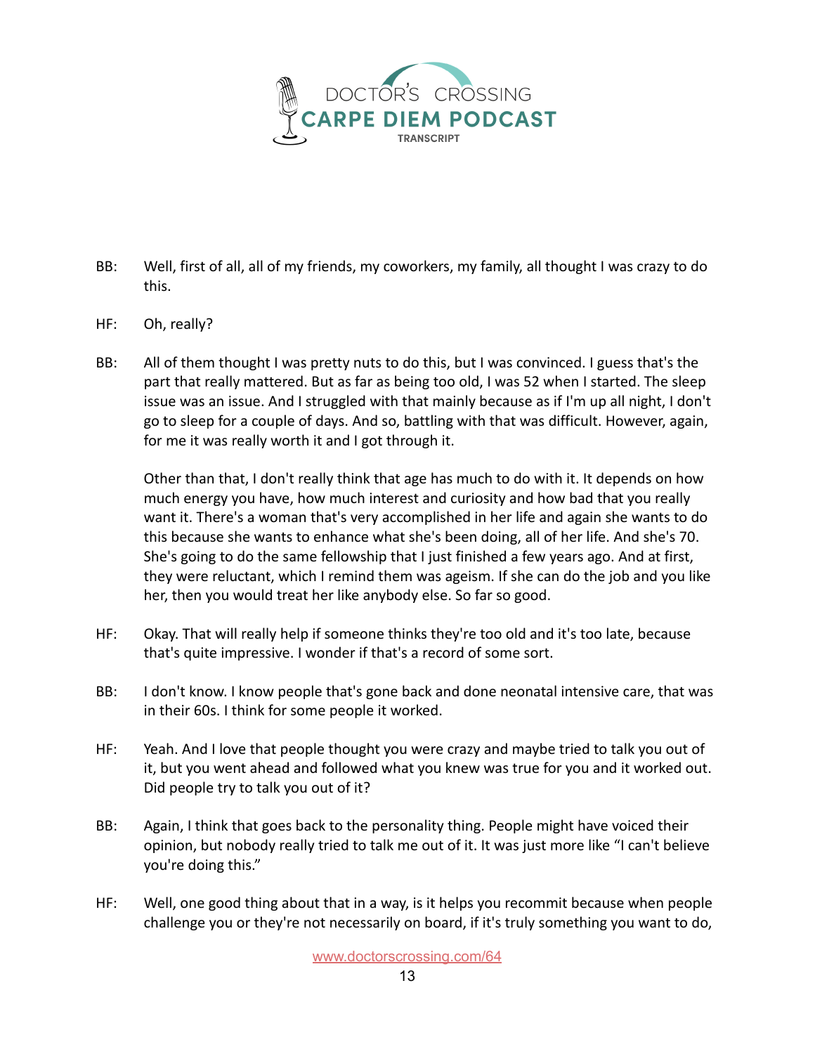BB: Well, first of all, all of my friends, my coworkers, my family, all thought I was crazy to do this.

HF: Oh, really?

BB: All of them thought I was pretty nuts to do this, but I was convinced. I guess that's the part that really mattered. But as far as being too old, I was 52 when I started. The sleep issue was an issue. And I struggled with that mainly because as if I'm up all night, I don't go to sleep for a couple of days. And so, battling with that was difficult. However, again, for me it was really worth it and I got through it.

Other than that, I don't really think that age has much to do with it. It depends on how much energy you have, how much interest and curiosity and how bad that you really want it. There's a woman that's very accomplished in her life and again she wants to do this because she wants to enhance what she's been doing, all of her life. And she's 70. She's going to do the same fellowship that I just finished a few years ago. And at first, they were reluctant, which I remind them was ageism. If she can do the job and you like her, then you would treat her like anybody else. So far so good.

HF: Okay. That will really help if someone thinks they're too old and it's too late, because that's quite impressive. I wonder if that's a record of some sort.

BB: I don't know. I know people that's gone back and done neonatal intensive care, that was in their 60s. I think for some people it worked.

HF: Yeah. And I love that people thought you were crazy and maybe tried to talk you out of it, but you went ahead and followed what you knew was true for you and it worked out. Did people try to talk you out of it?

BB: Again, I think that goes back to the personality thing. People might have voiced their opinion, but nobody really tried to talk me out of it. It was just more like "I can't believe you're doing this."

HF: Well, one good thing about that in a way, is it helps you recommit because when people challenge you or they're not necessarily on board, if it's truly something you want to do,

www.doctorscrossing.com/64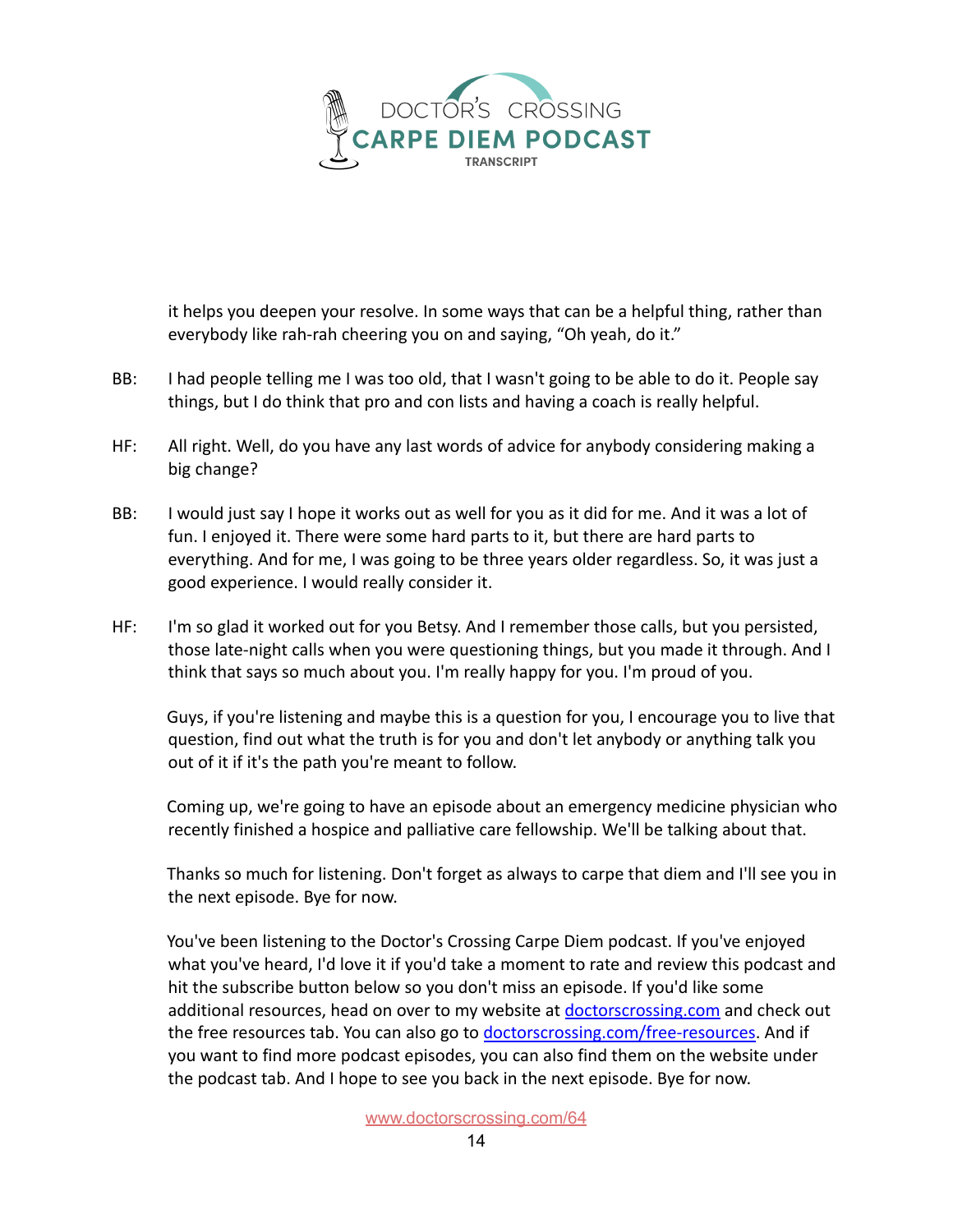it helps you deepen your resolve. In some ways that can be a helpful thing, rather than everybody like rah-rah cheering you on and saying, "Oh yeah, do it."

BB: I had people telling me I was too old, that I wasn't going to be able to do it. People say things, but I do think that pro and con lists and having a coach is really helpful.

HF: All right. Well, do you have any last words of advice for anybody considering making a big change?

BB: I would just say I hope it works out as well for you as it did for me. And it was a lot of fun. I enjoyed it. There were some hard parts to it, but there are hard parts to everything. And for me, I was going to be three years older regardless. So, it was just a good experience. I would really consider it.

HF: I'm so glad it worked out for you Betsy. And I remember those calls, but you persisted, those late-night calls when you were questioning things, but you made it through. And I think that says so much about you. I'm really happy for you. I'm proud of you.

Guys, if you're listening and maybe this is a question for you, I encourage you to live that question, find out what the truth is for you and don't let anybody or anything talk you out of it if it's the path you're meant to follow.

Coming up, we're going to have an episode about an emergency medicine physician who recently finished a hospice and palliative care fellowship. We'll be talking about that.

Thanks so much for listening. Don't forget as always to carpe that diem and I'll see you in the next episode. Bye for now.

You've been listening to the Doctor's Crossing Carpe Diem podcast. If you've enjoyed what you've heard, I'd love it if you'd take a moment to rate and review this podcast and hit the subscribe button below so you don't miss an episode. If you'd like some additional resources, head on over to my website at [doctorscrossing.com](doctorscrossing.com) and check out the free resources tab. You can also go to [doctorscrossing.com/free-resources](doctorscrossing.com/free-resources). And if you want to find more podcast episodes, you can also find them on the website under the podcast tab. And I hope to see you back in the next episode. Bye for now.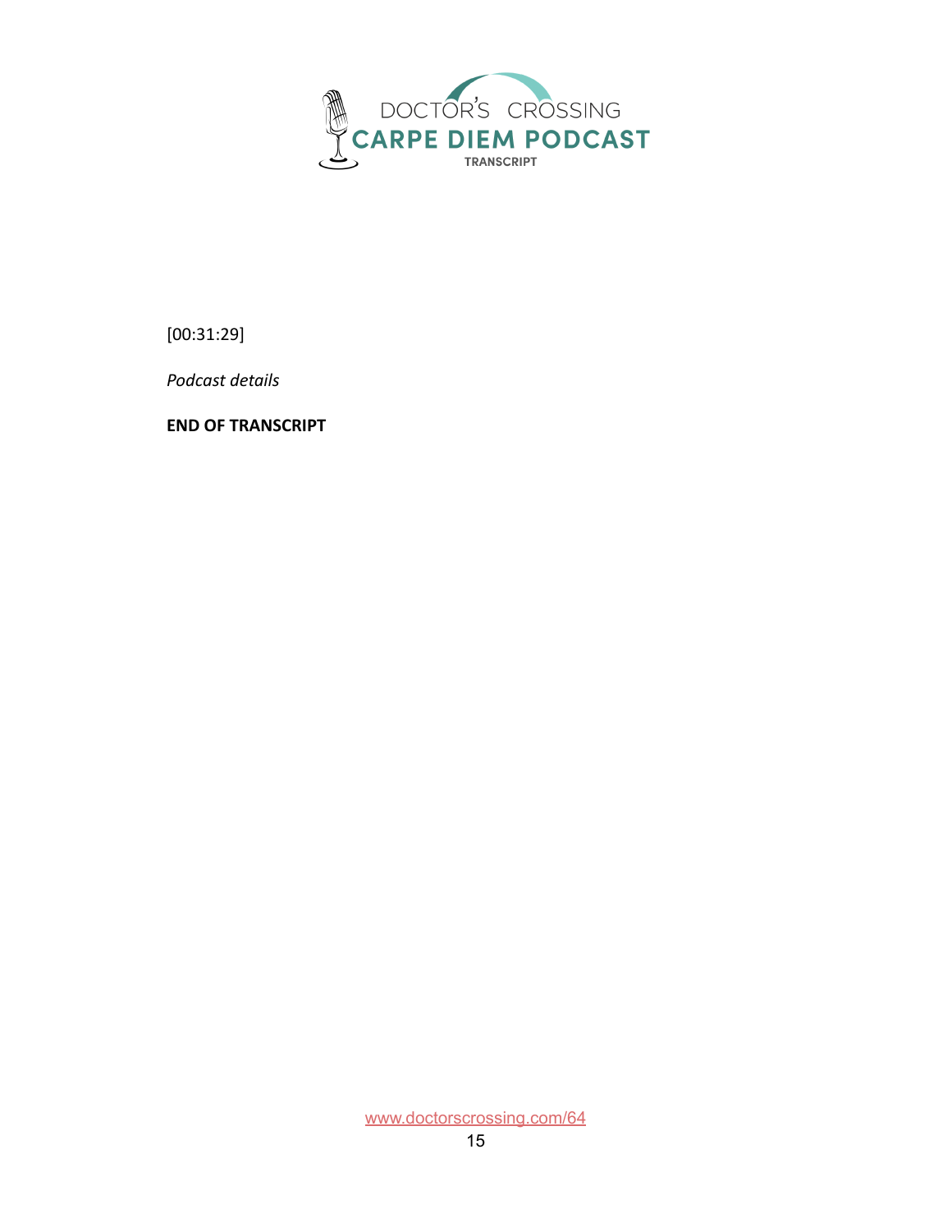[00:31:29]

*Podcast details*

**END OF TRANSCRIPT**